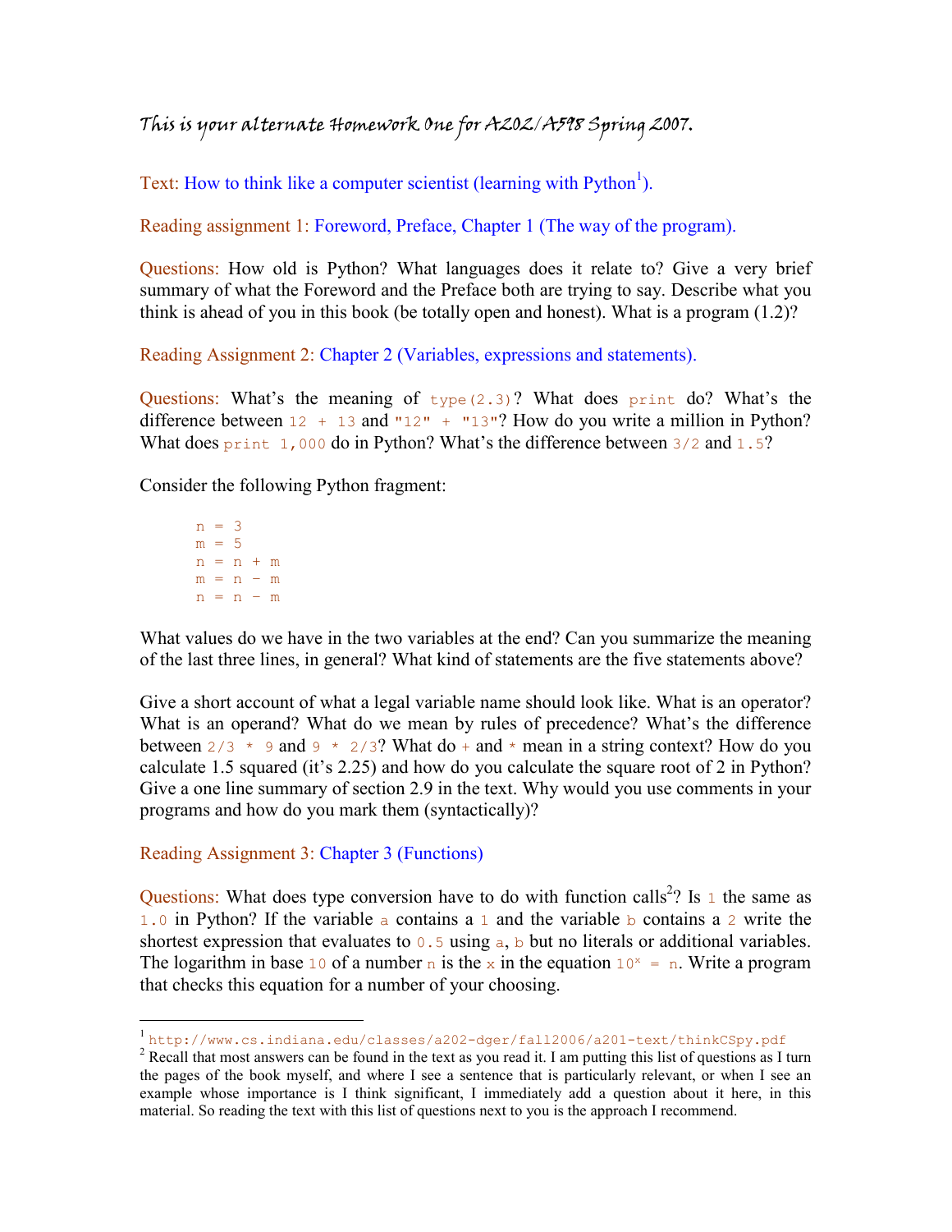# This is your alternate Homework One for A202/A598 Spring 2007.

Text: How to think like a computer scientist (learning with Python[1]).

Reading assignment 1: Foreword, Preface, Chapter 1 (The way of the program).

Questions: How old is Python? What languages does it relate to? Give a very brief summary of what the Foreword and the Preface both are trying to say. Describe what you think is ahead of you in this book (be totally open and honest). What is a program (1.2)?

Reading Assignment 2: Chapter 2 (Variables, expressions and statements).

Questions: What's the meaning of `type(2.3)`? What does `print` do? What's the difference between `12 + 13` and `"12" + "13"`? How do you write a million in Python? What does `print 1,000` do in Python? What's the difference between `3/2` and `1.5`?

Consider the following Python fragment:

```
n = 3
m = 5
n = n + m
m = n - m
n = n - m
```

What values do we have in the two variables at the end? Can you summarize the meaning of the last three lines, in general? What kind of statements are the five statements above?

Give a short account of what a legal variable name should look like. What is an operator? What is an operand? What do we mean by rules of precedence? What's the difference between `2/3 * 9` and `9 * 2/3`? What do `+` and `*` mean in a string context? How do you calculate 1.5 squared (it's 2.25) and how do you calculate the square root of 2 in Python? Give a one line summary of section 2.9 in the text. Why would you use comments in your programs and how do you mark them (syntactically)?

Reading Assignment 3: Chapter 3 (Functions)

Questions: What does type conversion have to do with function calls[2]? Is `1` the same as `1.0` in Python? If the variable `a` contains a `1` and the variable `b` contains a `2` write the shortest expression that evaluates to `0.5` using `a`, `b` but no literals or additional variables. The logarithm in base `10` of a number `n` is the `x` in the equation $10^x = n$. Write a program that checks this equation for a number of your choosing.

---

[1] `http://www.cs.indiana.edu/classes/a202-dger/fall2006/a201-text/thinkCSpy.pdf`

[2] Recall that most answers can be found in the text as you read it. I am putting this list of questions as I turn the pages of the book myself, and where I see a sentence that is particularly relevant, or when I see an example whose importance is I think significant, I immediately add a question about it here, in this material. So reading the text with this list of questions next to you is the approach I recommend.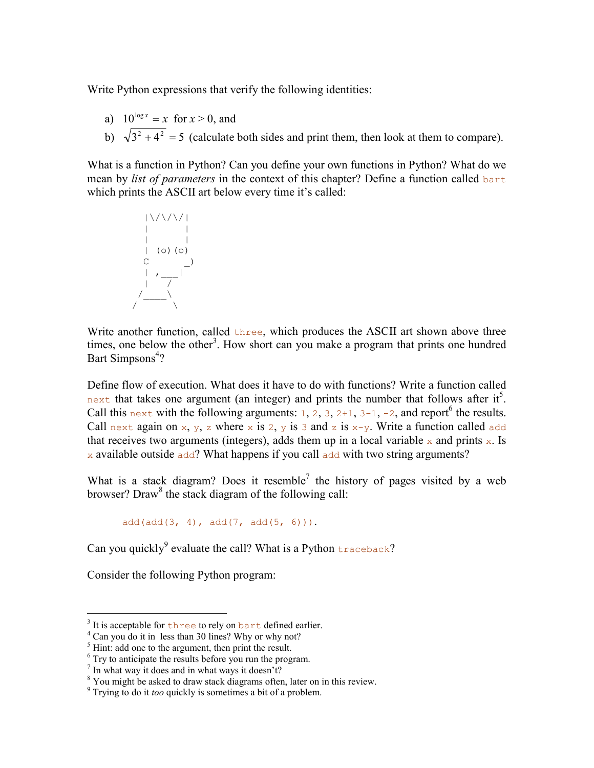Write Python expressions that verify the following identities:

a) $10^{\log x} = x$ for $x > 0$, and
b) $\sqrt{3^2 + 4^2} = 5$ (calculate both sides and print them, then look at them to compare).

What is a function in Python? Can you define your own functions in Python? What do we mean by *list of parameters* in the context of this chapter? Define a function called `bart` which prints the ASCII art below every time it's called:

```
  |\/\/\/|
  |      |
  |      |
  | (o)(o)
  C      _)
  | ,___|
  |   /
 /____\
/      \
```

Write another function, called `three`, which produces the ASCII art shown above three times, one below the other[3]. How short can you make a program that prints one hundred Bart Simpsons[4]?

Define flow of execution. What does it have to do with functions? Write a function called `next` that takes one argument (an integer) and prints the number that follows after it[5]. Call this `next` with the following arguments: `1`, `2`, `3`, `2+1`, `3-1`, `-2`, and report[6] the results. Call `next` again on `x`, `y`, `z` where `x` is `2`, `y` is `3` and `z` is `x-y`. Write a function called `add` that receives two arguments (integers), adds them up in a local variable `x` and prints `x`. Is `x` available outside `add`? What happens if you call `add` with two string arguments?

What is a stack diagram? Does it resemble[7] the history of pages visited by a web browser? Draw[8] the stack diagram of the following call:

```
add(add(3, 4), add(7, add(5, 6))).
```

Can you quickly[9] evaluate the call? What is a Python `traceback`?

Consider the following Python program:

---

[3] It is acceptable for `three` to rely on `bart` defined earlier.
[4] Can you do it in less than 30 lines? Why or why not?
[5] Hint: add one to the argument, then print the result.
[6] Try to anticipate the results before you run the program.
[7] In what way it does and in what ways it doesn't?
[8] You might be asked to draw stack diagrams often, later on in this review.
[9] Trying to do it *too* quickly is sometimes a bit of a problem.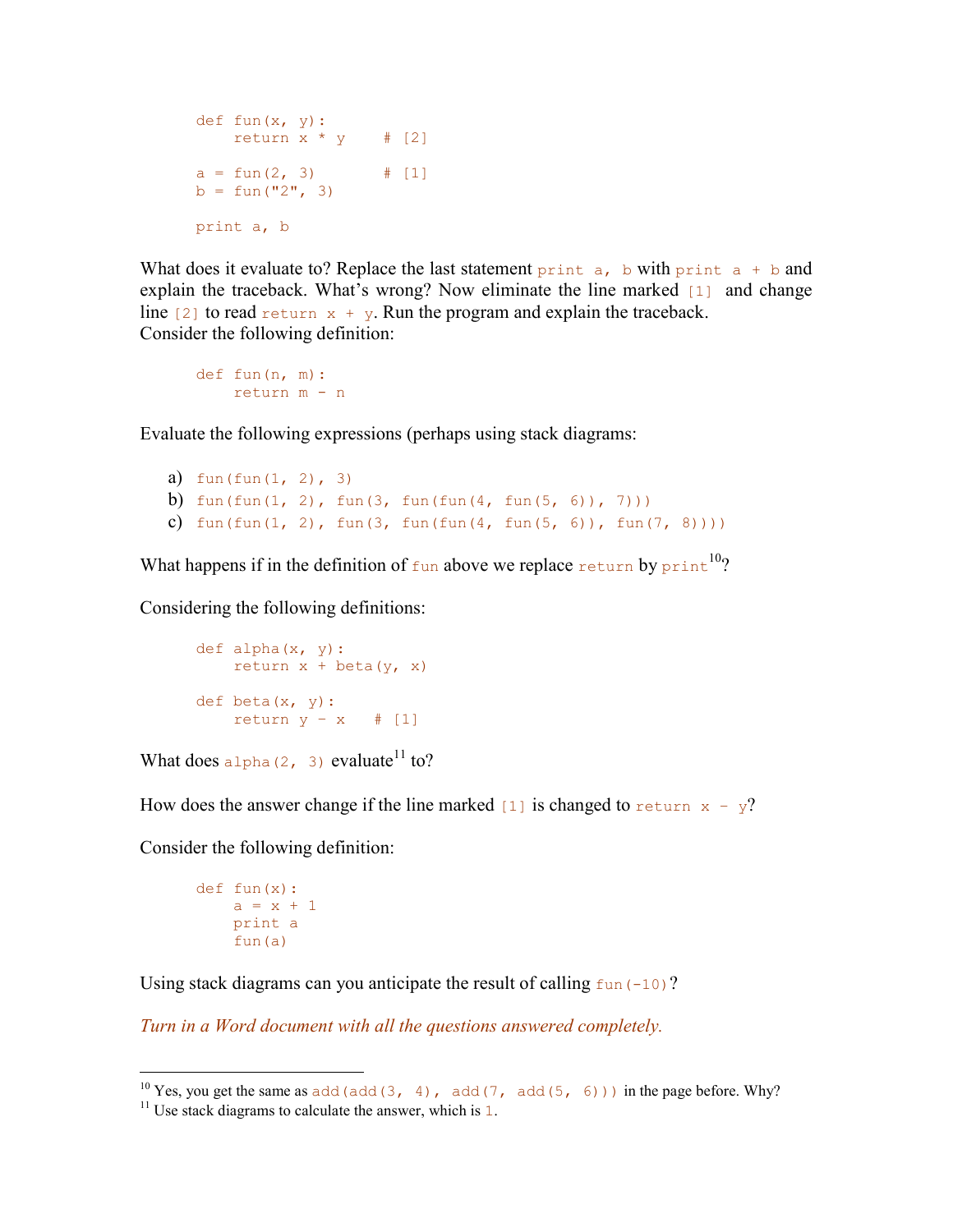```
def fun(x, y):
    return x * y    # [2]

a = fun(2, 3)       # [1]
b = fun("2", 3)

print a, b
```

What does it evaluate to? Replace the last statement `print a, b` with `print a + b` and explain the traceback. What's wrong? Now eliminate the line marked `[1]` and change line `[2]` to read `return x + y`. Run the program and explain the traceback.
Consider the following definition:

```
def fun(n, m):
    return m - n
```

Evaluate the following expressions (perhaps using stack diagrams:

a) `fun(fun(1, 2), 3)`
b) `fun(fun(1, 2), fun(3, fun(fun(4, fun(5, 6)), 7)))`
c) `fun(fun(1, 2), fun(3, fun(fun(4, fun(5, 6)), fun(7, 8))))`

What happens if in the definition of `fun` above we replace `return` by `print`[10]?

Considering the following definitions:

```
def alpha(x, y):
    return x + beta(y, x)

def beta(x, y):
    return y - x   # [1]
```

What does `alpha(2, 3)` evaluate[11] to?

How does the answer change if the line marked `[1]` is changed to `return x - y`?

Consider the following definition:

```
def fun(x):
    a = x + 1
    print a
    fun(a)
```

Using stack diagrams can you anticipate the result of calling `fun(-10)`?

*Turn in a Word document with all the questions answered completely.*

---

[10] Yes, you get the same as `add(add(3, 4), add(7, add(5, 6)))` in the page before. Why?

[11] Use stack diagrams to calculate the answer, which is `1`.